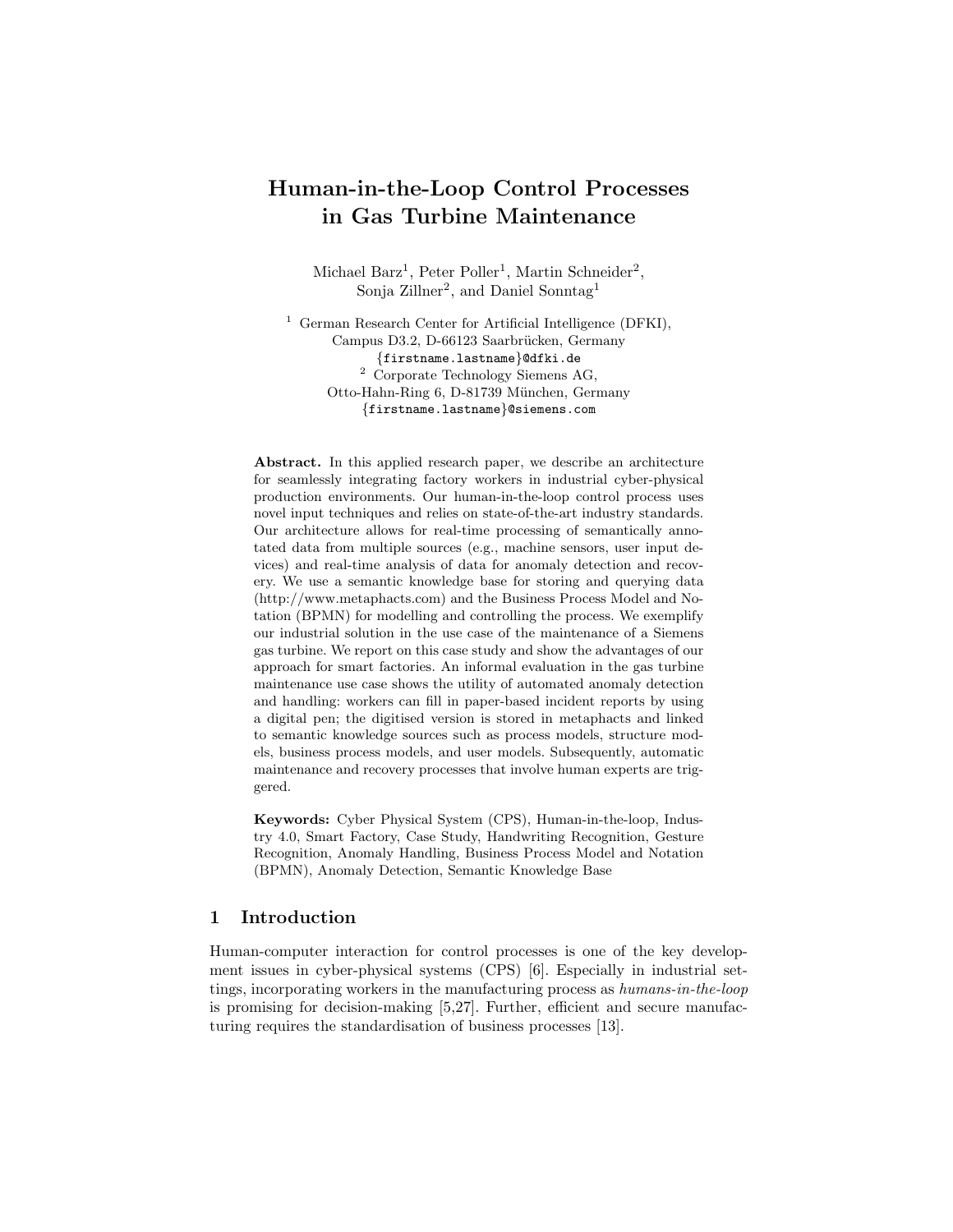# Human-in-the-Loop Control Processes in Gas Turbine Maintenance

Michael Barz[1], Peter Poller[1], Martin Schneider[2], Sonja Zillner[2], and Daniel Sonntag[1]

[1] German Research Center for Artificial Intelligence (DFKI), Campus D3.2, D-66123 Saarbrücken, Germany
{firstname.lastname}@dfki.de

[2] Corporate Technology Siemens AG, Otto-Hahn-Ring 6, D-81739 München, Germany
{firstname.lastname}@siemens.com

**Abstract.** In this applied research paper, we describe an architecture for seamlessly integrating factory workers in industrial cyber-physical production environments. Our human-in-the-loop control process uses novel input techniques and relies on state-of-the-art industry standards. Our architecture allows for real-time processing of semantically annotated data from multiple sources (e.g., machine sensors, user input devices) and real-time analysis of data for anomaly detection and recovery. We use a semantic knowledge base for storing and querying data (http://www.metaphacts.com) and the Business Process Model and Notation (BPMN) for modelling and controlling the process. We exemplify our industrial solution in the use case of the maintenance of a Siemens gas turbine. We report on this case study and show the advantages of our approach for smart factories. An informal evaluation in the gas turbine maintenance use case shows the utility of automated anomaly detection and handling: workers can fill in paper-based incident reports by using a digital pen; the digitised version is stored in metaphacts and linked to semantic knowledge sources such as process models, structure models, business process models, and user models. Subsequently, automatic maintenance and recovery processes that involve human experts are triggered.

**Keywords:** Cyber Physical System (CPS), Human-in-the-loop, Industry 4.0, Smart Factory, Case Study, Handwriting Recognition, Gesture Recognition, Anomaly Handling, Business Process Model and Notation (BPMN), Anomaly Detection, Semantic Knowledge Base

## 1 Introduction

Human-computer interaction for control processes is one of the key development issues in cyber-physical systems (CPS) [6]. Especially in industrial settings, incorporating workers in the manufacturing process as *humans-in-the-loop* is promising for decision-making [5,27]. Further, efficient and secure manufacturing requires the standardisation of business processes [13].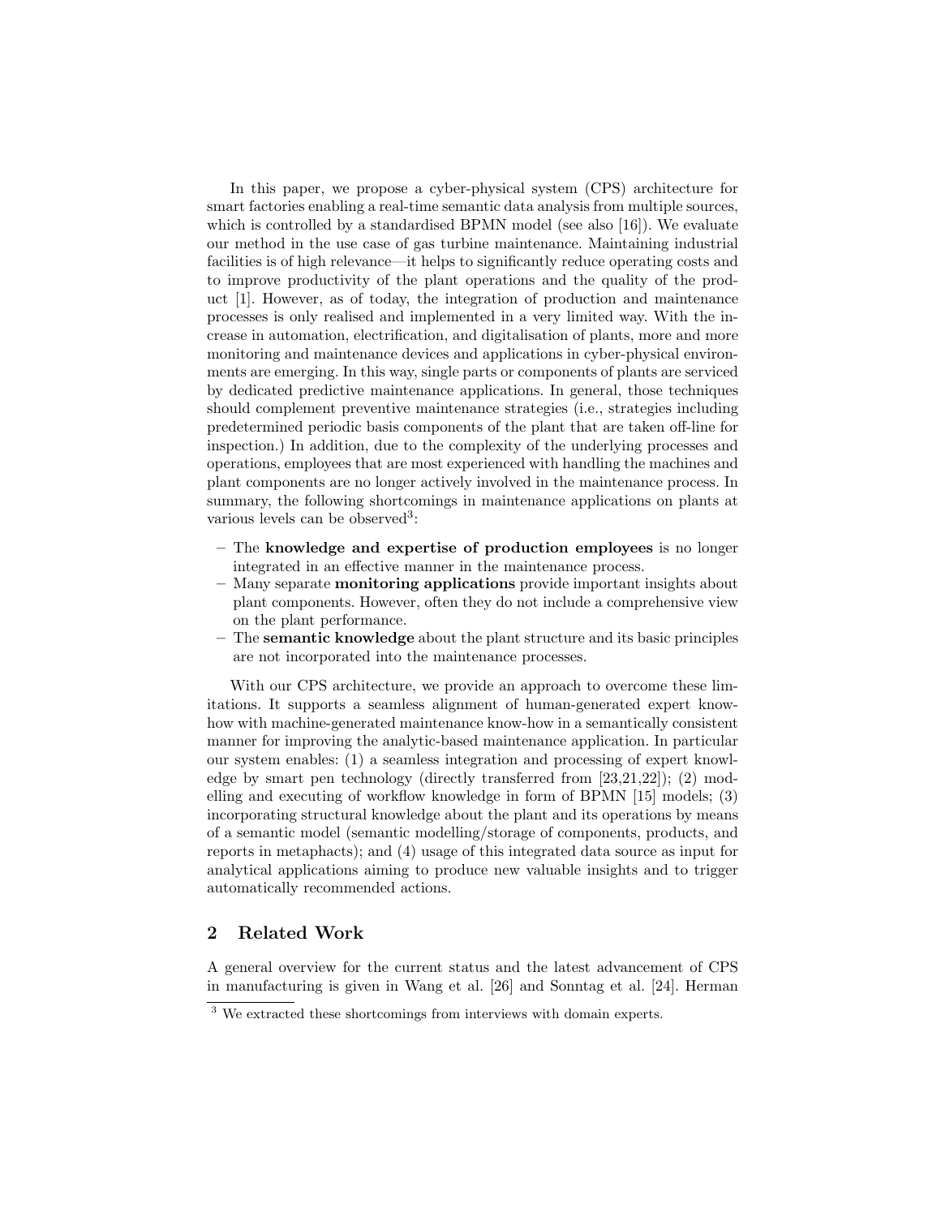In this paper, we propose a cyber-physical system (CPS) architecture for smart factories enabling a real-time semantic data analysis from multiple sources, which is controlled by a standardised BPMN model (see also [16]). We evaluate our method in the use case of gas turbine maintenance. Maintaining industrial facilities is of high relevance—it helps to significantly reduce operating costs and to improve productivity of the plant operations and the quality of the product [1]. However, as of today, the integration of production and maintenance processes is only realised and implemented in a very limited way. With the increase in automation, electrification, and digitalisation of plants, more and more monitoring and maintenance devices and applications in cyber-physical environments are emerging. In this way, single parts or components of plants are serviced by dedicated predictive maintenance applications. In general, those techniques should complement preventive maintenance strategies (i.e., strategies including predetermined periodic basis components of the plant that are taken off-line for inspection.) In addition, due to the complexity of the underlying processes and operations, employees that are most experienced with handling the machines and plant components are no longer actively involved in the maintenance process. In summary, the following shortcomings in maintenance applications on plants at various levels can be observed[3]:

- The **knowledge and expertise of production employees** is no longer integrated in an effective manner in the maintenance process.
- Many separate **monitoring applications** provide important insights about plant components. However, often they do not include a comprehensive view on the plant performance.
- The **semantic knowledge** about the plant structure and its basic principles are not incorporated into the maintenance processes.

With our CPS architecture, we provide an approach to overcome these limitations. It supports a seamless alignment of human-generated expert know-how with machine-generated maintenance know-how in a semantically consistent manner for improving the analytic-based maintenance application. In particular our system enables: (1) a seamless integration and processing of expert knowledge by smart pen technology (directly transferred from [23,21,22]); (2) modelling and executing of workflow knowledge in form of BPMN [15] models; (3) incorporating structural knowledge about the plant and its operations by means of a semantic model (semantic modelling/storage of components, products, and reports in metaphacts); and (4) usage of this integrated data source as input for analytical applications aiming to produce new valuable insights and to trigger automatically recommended actions.

## 2 Related Work

A general overview for the current status and the latest advancement of CPS in manufacturing is given in Wang et al. [26] and Sonntag et al. [24]. Herman

[3] We extracted these shortcomings from interviews with domain experts.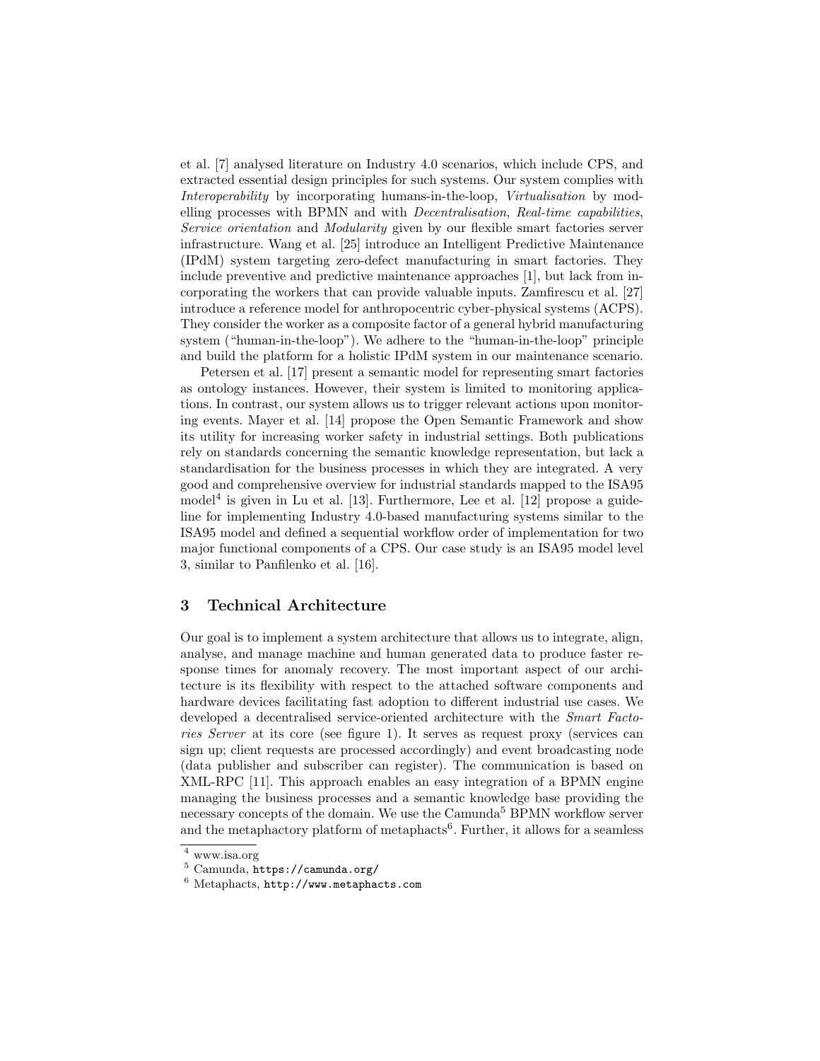et al. [7] analysed literature on Industry 4.0 scenarios, which include CPS, and extracted essential design principles for such systems. Our system complies with *Interoperability* by incorporating humans-in-the-loop, *Virtualisation* by modelling processes with BPMN and with *Decentralisation*, *Real-time capabilities*, *Service orientation* and *Modularity* given by our flexible smart factories server infrastructure. Wang et al. [25] introduce an Intelligent Predictive Maintenance (IPdM) system targeting zero-defect manufacturing in smart factories. They include preventive and predictive maintenance approaches [1], but lack from incorporating the workers that can provide valuable inputs. Zamfirescu et al. [27] introduce a reference model for anthropocentric cyber-physical systems (ACPS). They consider the worker as a composite factor of a general hybrid manufacturing system ("human-in-the-loop"). We adhere to the "human-in-the-loop" principle and build the platform for a holistic IPdM system in our maintenance scenario.

Petersen et al. [17] present a semantic model for representing smart factories as ontology instances. However, their system is limited to monitoring applications. In contrast, our system allows us to trigger relevant actions upon monitoring events. Mayer et al. [14] propose the Open Semantic Framework and show its utility for increasing worker safety in industrial settings. Both publications rely on standards concerning the semantic knowledge representation, but lack a standardisation for the business processes in which they are integrated. A very good and comprehensive overview for industrial standards mapped to the ISA95 model[4] is given in Lu et al. [13]. Furthermore, Lee et al. [12] propose a guideline for implementing Industry 4.0-based manufacturing systems similar to the ISA95 model and defined a sequential workflow order of implementation for two major functional components of a CPS. Our case study is an ISA95 model level 3, similar to Panfilenko et al. [16].

## 3 Technical Architecture

Our goal is to implement a system architecture that allows us to integrate, align, analyse, and manage machine and human generated data to produce faster response times for anomaly recovery. The most important aspect of our architecture is its flexibility with respect to the attached software components and hardware devices facilitating fast adoption to different industrial use cases. We developed a decentralised service-oriented architecture with the *Smart Factories Server* at its core (see figure 1). It serves as request proxy (services can sign up; client requests are processed accordingly) and event broadcasting node (data publisher and subscriber can register). The communication is based on XML-RPC [11]. This approach enables an easy integration of a BPMN engine managing the business processes and a semantic knowledge base providing the necessary concepts of the domain. We use the Camunda[5] BPMN workflow server and the metaphactory platform of metaphacts[6]. Further, it allows for a seamless

[4] www.isa.org

[5] Camunda, `https://camunda.org/`

[6] Metaphacts, `http://www.metaphacts.com`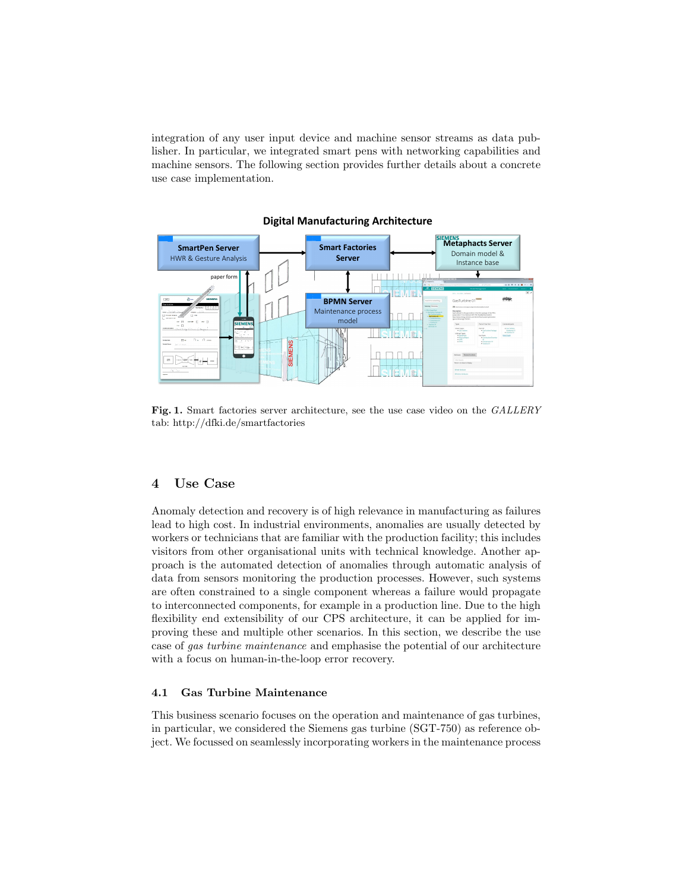integration of any user input device and machine sensor streams as data publisher. In particular, we integrated smart pens with networking capabilities and machine sensors. The following section provides further details about a concrete use case implementation.

**Fig. 1.** Smart factories server architecture, see the use case video on the *GALLERY* tab: http://dfki.de/smartfactories

## 4 Use Case

Anomaly detection and recovery is of high relevance in manufacturing as failures lead to high cost. In industrial environments, anomalies are usually detected by workers or technicians that are familiar with the production facility; this includes visitors from other organisational units with technical knowledge. Another approach is the automated detection of anomalies through automatic analysis of data from sensors monitoring the production processes. However, such systems are often constrained to a single component whereas a failure would propagate to interconnected components, for example in a production line. Due to the high flexibility end extensibility of our CPS architecture, it can be applied for improving these and multiple other scenarios. In this section, we describe the use case of *gas turbine maintenance* and emphasise the potential of our architecture with a focus on human-in-the-loop error recovery.

### 4.1 Gas Turbine Maintenance

This business scenario focuses on the operation and maintenance of gas turbines, in particular, we considered the Siemens gas turbine (SGT-750) as reference object. We focussed on seamlessly incorporating workers in the maintenance process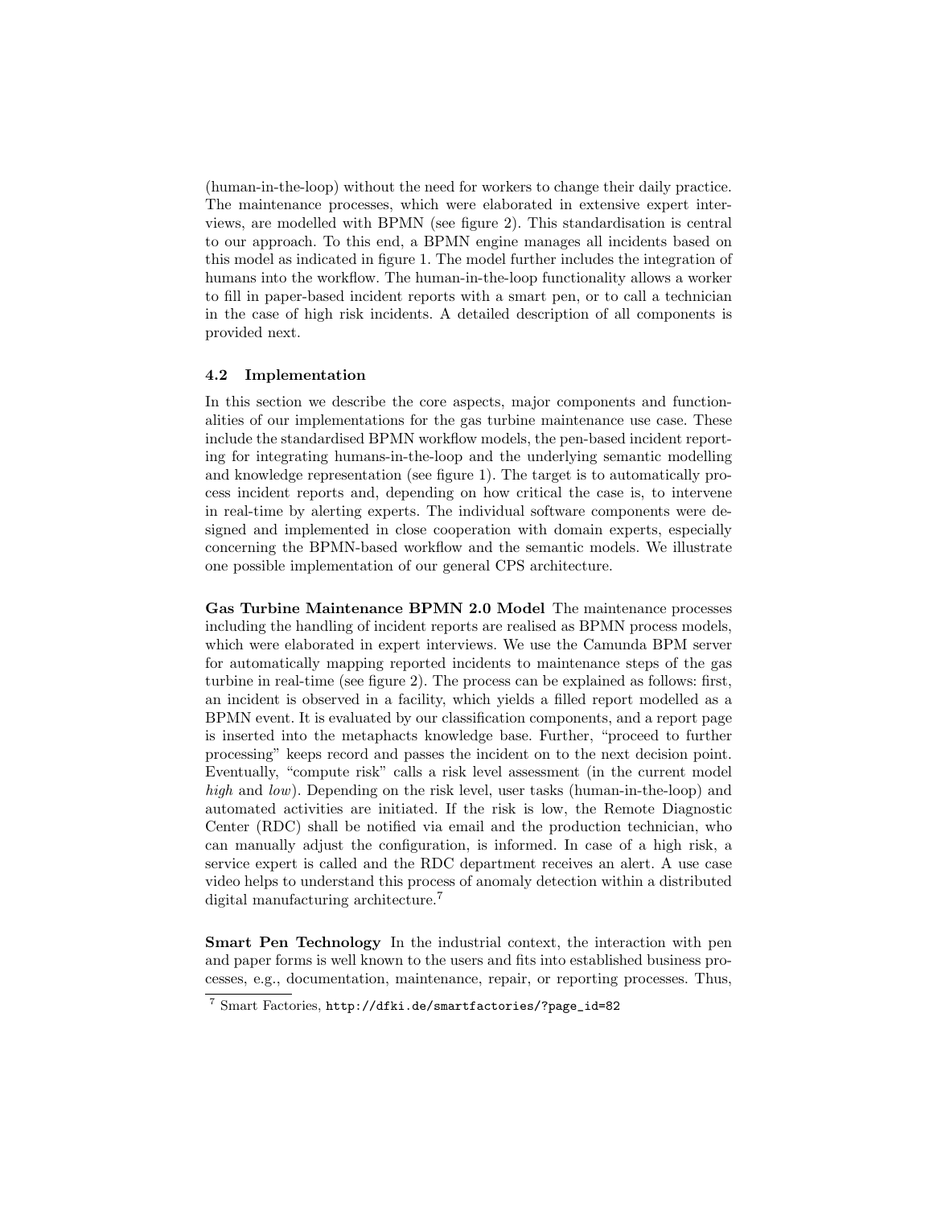(human-in-the-loop) without the need for workers to change their daily practice. The maintenance processes, which were elaborated in extensive expert interviews, are modelled with BPMN (see figure 2). This standardisation is central to our approach. To this end, a BPMN engine manages all incidents based on this model as indicated in figure 1. The model further includes the integration of humans into the workflow. The human-in-the-loop functionality allows a worker to fill in paper-based incident reports with a smart pen, or to call a technician in the case of high risk incidents. A detailed description of all components is provided next.

### 4.2 Implementation

In this section we describe the core aspects, major components and functionalities of our implementations for the gas turbine maintenance use case. These include the standardised BPMN workflow models, the pen-based incident reporting for integrating humans-in-the-loop and the underlying semantic modelling and knowledge representation (see figure 1). The target is to automatically process incident reports and, depending on how critical the case is, to intervene in real-time by alerting experts. The individual software components were designed and implemented in close cooperation with domain experts, especially concerning the BPMN-based workflow and the semantic models. We illustrate one possible implementation of our general CPS architecture.

**Gas Turbine Maintenance BPMN 2.0 Model** The maintenance processes including the handling of incident reports are realised as BPMN process models, which were elaborated in expert interviews. We use the Camunda BPM server for automatically mapping reported incidents to maintenance steps of the gas turbine in real-time (see figure 2). The process can be explained as follows: first, an incident is observed in a facility, which yields a filled report modelled as a BPMN event. It is evaluated by our classification components, and a report page is inserted into the metaphacts knowledge base. Further, "proceed to further processing" keeps record and passes the incident on to the next decision point. Eventually, "compute risk" calls a risk level assessment (in the current model *high* and *low*). Depending on the risk level, user tasks (human-in-the-loop) and automated activities are initiated. If the risk is low, the Remote Diagnostic Center (RDC) shall be notified via email and the production technician, who can manually adjust the configuration, is informed. In case of a high risk, a service expert is called and the RDC department receives an alert. A use case video helps to understand this process of anomaly detection within a distributed digital manufacturing architecture.[7]

**Smart Pen Technology** In the industrial context, the interaction with pen and paper forms is well known to the users and fits into established business processes, e.g., documentation, maintenance, repair, or reporting processes. Thus,

[7] Smart Factories, http://dfki.de/smartfactories/?page_id=82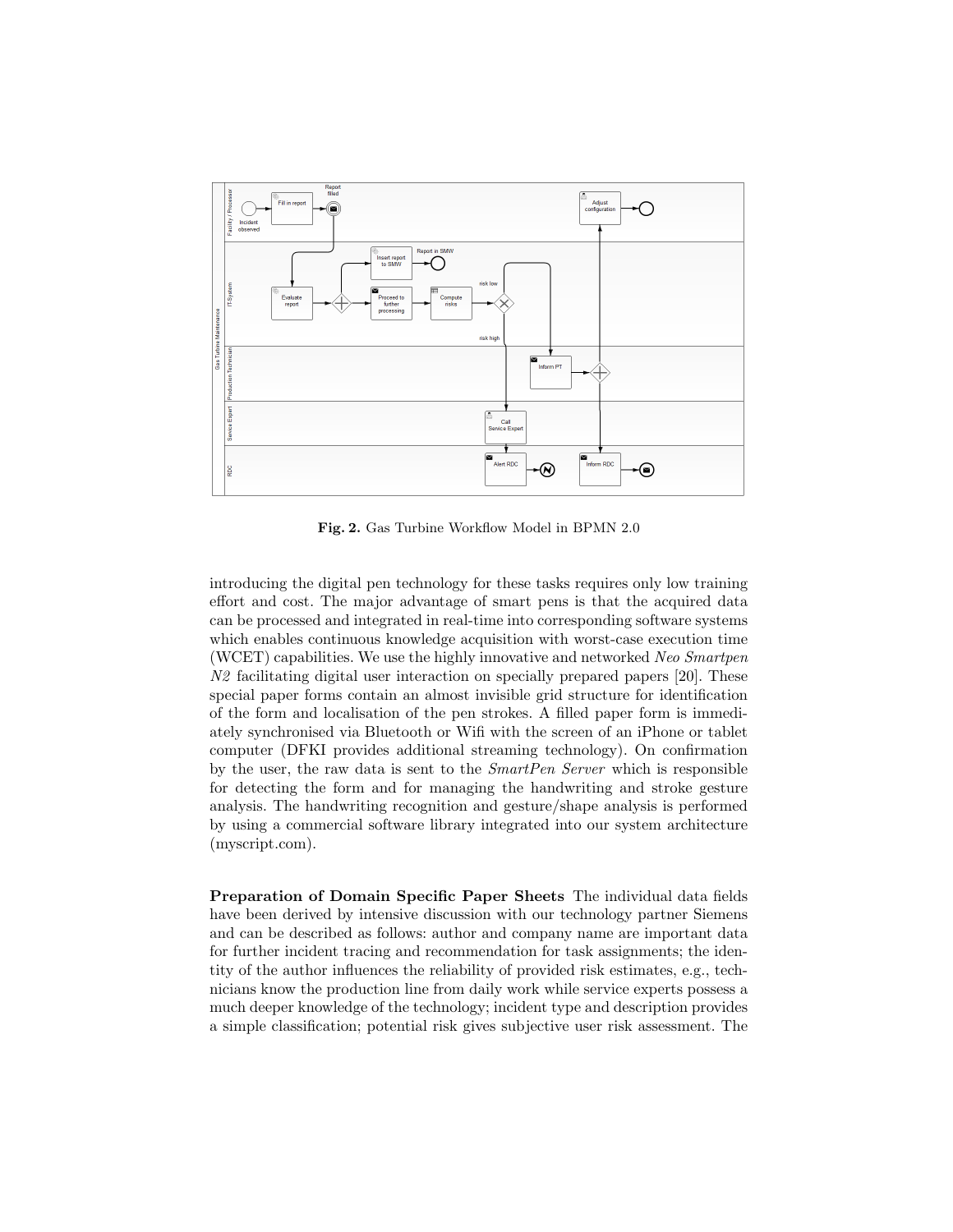**Fig. 2.** Gas Turbine Workflow Model in BPMN 2.0

introducing the digital pen technology for these tasks requires only low training effort and cost. The major advantage of smart pens is that the acquired data can be processed and integrated in real-time into corresponding software systems which enables continuous knowledge acquisition with worst-case execution time (WCET) capabilities. We use the highly innovative and networked *Neo Smartpen N2* facilitating digital user interaction on specially prepared papers [20]. These special paper forms contain an almost invisible grid structure for identification of the form and localisation of the pen strokes. A filled paper form is immediately synchronised via Bluetooth or Wifi with the screen of an iPhone or tablet computer (DFKI provides additional streaming technology). On confirmation by the user, the raw data is sent to the *SmartPen Server* which is responsible for detecting the form and for managing the handwriting and stroke gesture analysis. The handwriting recognition and gesture/shape analysis is performed by using a commercial software library integrated into our system architecture (myscript.com).

**Preparation of Domain Specific Paper Sheets** The individual data fields have been derived by intensive discussion with our technology partner Siemens and can be described as follows: author and company name are important data for further incident tracing and recommendation for task assignments; the identity of the author influences the reliability of provided risk estimates, e.g., technicians know the production line from daily work while service experts possess a much deeper knowledge of the technology; incident type and description provides a simple classification; potential risk gives subjective user risk assessment. The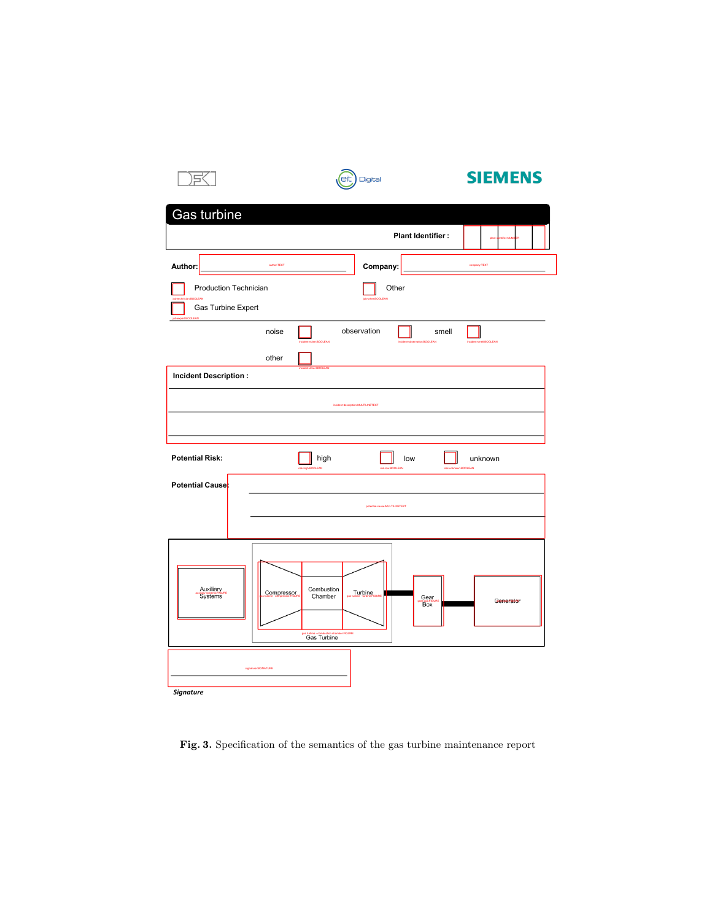DFKI eit Digital SIEMENS

# Gas turbine

**Plant Identifier :** plant-identifier:NUMBER

**Author:** author:TEXT **Company:** company:TEXT

Production Technician (job-technician:BOOLEAN) Other (job-other:BOOLEAN)

Gas Turbine Expert (job-expert:BOOLEAN)

noise (incident-noise:BOOLEAN) observation (incident-observation:BOOLEAN) smell (incident-smell:BOOLEAN)

other (incident-other:BOOLEAN)

**Incident Description :** incident-description:MULTILINETEXT

**Potential Risk:** high (risk-high:BOOLEAN) low (risk-low:BOOLEAN) unknown (risk-unknown:BOOLEAN)

**Potential Cause:** potential-cause:MULTILINETEXT

Auxiliary Systems (auxiliary-systems:FIGURE) | Compressor (gas turbine - compressor:FIGURE) | Combustion Chamber | Turbine (gas turbine - turbine:FIGURE) | Gear Box (gear box:FIGURE) | Generator

gas turbine - combustion chamber:FIGURE
Gas Turbine

signature:SIGNATURE

***Signature***

**Fig. 3.** Specification of the semantics of the gas turbine maintenance report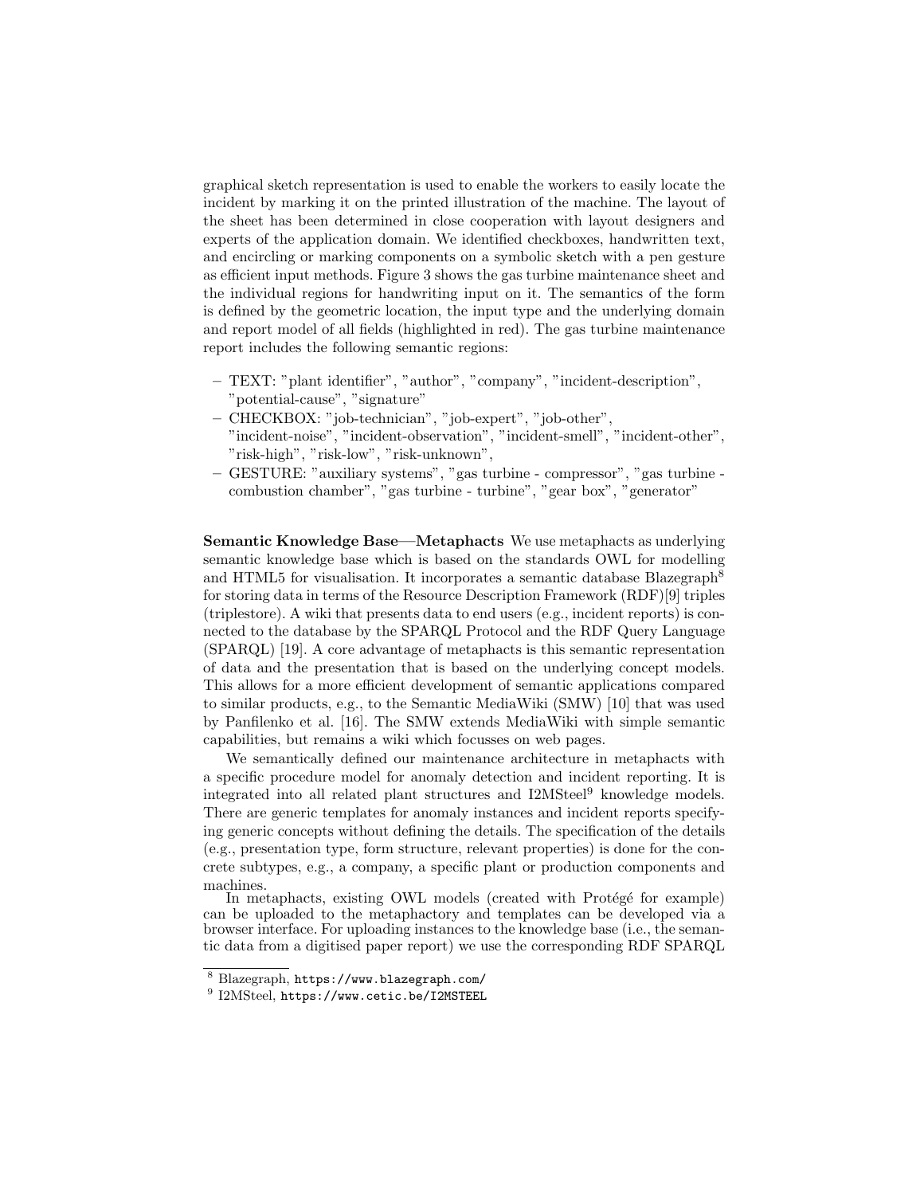graphical sketch representation is used to enable the workers to easily locate the incident by marking it on the printed illustration of the machine. The layout of the sheet has been determined in close cooperation with layout designers and experts of the application domain. We identified checkboxes, handwritten text, and encircling or marking components on a symbolic sketch with a pen gesture as efficient input methods. Figure 3 shows the gas turbine maintenance sheet and the individual regions for handwriting input on it. The semantics of the form is defined by the geometric location, the input type and the underlying domain and report model of all fields (highlighted in red). The gas turbine maintenance report includes the following semantic regions:

- TEXT: "plant identifier", "author", "company", "incident-description", "potential-cause", "signature"
- CHECKBOX: "job-technician", "job-expert", "job-other", "incident-noise", "incident-observation", "incident-smell", "incident-other", "risk-high", "risk-low", "risk-unknown",
- GESTURE: "auxiliary systems", "gas turbine - compressor", "gas turbine - combustion chamber", "gas turbine - turbine", "gear box", "generator"

**Semantic Knowledge Base—Metaphacts** We use metaphacts as underlying semantic knowledge base which is based on the standards OWL for modelling and HTML5 for visualisation. It incorporates a semantic database Blazegraph[8] for storing data in terms of the Resource Description Framework (RDF)[9] triples (triplestore). A wiki that presents data to end users (e.g., incident reports) is connected to the database by the SPARQL Protocol and the RDF Query Language (SPARQL) [19]. A core advantage of metaphacts is this semantic representation of data and the presentation that is based on the underlying concept models. This allows for a more efficient development of semantic applications compared to similar products, e.g., to the Semantic MediaWiki (SMW) [10] that was used by Panfilenko et al. [16]. The SMW extends MediaWiki with simple semantic capabilities, but remains a wiki which focusses on web pages.

We semantically defined our maintenance architecture in metaphacts with a specific procedure model for anomaly detection and incident reporting. It is integrated into all related plant structures and I2MSteel[9] knowledge models. There are generic templates for anomaly instances and incident reports specifying generic concepts without defining the details. The specification of the details (e.g., presentation type, form structure, relevant properties) is done for the concrete subtypes, e.g., a company, a specific plant or production components and machines.

In metaphacts, existing OWL models (created with Protégé for example) can be uploaded to the metaphactory and templates can be developed via a browser interface. For uploading instances to the knowledge base (i.e., the semantic data from a digitised paper report) we use the corresponding RDF SPARQL

[8] Blazegraph, https://www.blazegraph.com/

[9] I2MSteel, https://www.cetic.be/I2MSTEEL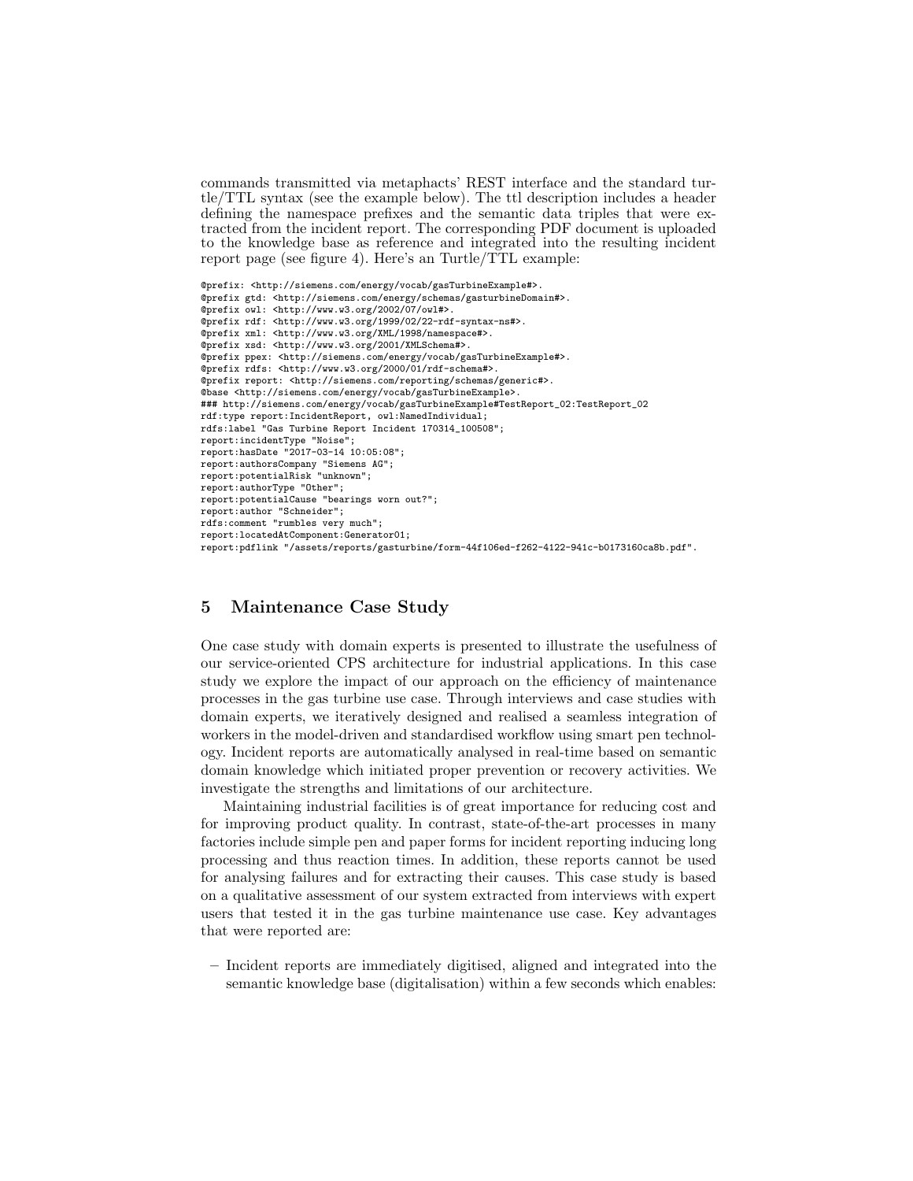commands transmitted via metaphacts' REST interface and the standard turtle/TTL syntax (see the example below). The ttl description includes a header defining the namespace prefixes and the semantic data triples that were extracted from the incident report. The corresponding PDF document is uploaded to the knowledge base as reference and integrated into the resulting incident report page (see figure 4). Here's an Turtle/TTL example:

```
@prefix: <http://siemens.com/energy/vocab/gasTurbineExample#>.
@prefix gtd: <http://siemens.com/energy/schemas/gasturbineDomain#>.
@prefix owl: <http://www.w3.org/2002/07/owl#>.
@prefix rdf: <http://www.w3.org/1999/02/22-rdf-syntax-ns#>.
@prefix xml: <http://www.w3.org/XML/1998/namespace#>.
@prefix xsd: <http://www.w3.org/2001/XMLSchema#>.
@prefix ppex: <http://siemens.com/energy/vocab/gasTurbineExample#>.
@prefix rdfs: <http://www.w3.org/2000/01/rdf-schema#>.
@prefix report: <http://siemens.com/reporting/schemas/generic#>.
@base <http://siemens.com/energy/vocab/gasTurbineExample>.
### http://siemens.com/energy/vocab/gasTurbineExample#TestReport_02:TestReport_02
rdf:type report:IncidentReport, owl:NamedIndividual;
rdfs:label "Gas Turbine Report Incident 170314_100508";
report:incidentType "Noise";
report:hasDate "2017-03-14 10:05:08";
report:authorsCompany "Siemens AG";
report:potentialRisk "unknown";
report:authorType "Other";
report:potentialCause "bearings worn out?";
report:author "Schneider";
rdfs:comment "rumbles very much";
report:locatedAtComponent:Generator01;
report:pdflink "/assets/reports/gasturbine/form-44f106ed-f262-4122-941c-b0173160ca8b.pdf".
```

## 5 Maintenance Case Study

One case study with domain experts is presented to illustrate the usefulness of our service-oriented CPS architecture for industrial applications. In this case study we explore the impact of our approach on the efficiency of maintenance processes in the gas turbine use case. Through interviews and case studies with domain experts, we iteratively designed and realised a seamless integration of workers in the model-driven and standardised workflow using smart pen technology. Incident reports are automatically analysed in real-time based on semantic domain knowledge which initiated proper prevention or recovery activities. We investigate the strengths and limitations of our architecture.

Maintaining industrial facilities is of great importance for reducing cost and for improving product quality. In contrast, state-of-the-art processes in many factories include simple pen and paper forms for incident reporting inducing long processing and thus reaction times. In addition, these reports cannot be used for analysing failures and for extracting their causes. This case study is based on a qualitative assessment of our system extracted from interviews with expert users that tested it in the gas turbine maintenance use case. Key advantages that were reported are:

- Incident reports are immediately digitised, aligned and integrated into the semantic knowledge base (digitalisation) within a few seconds which enables: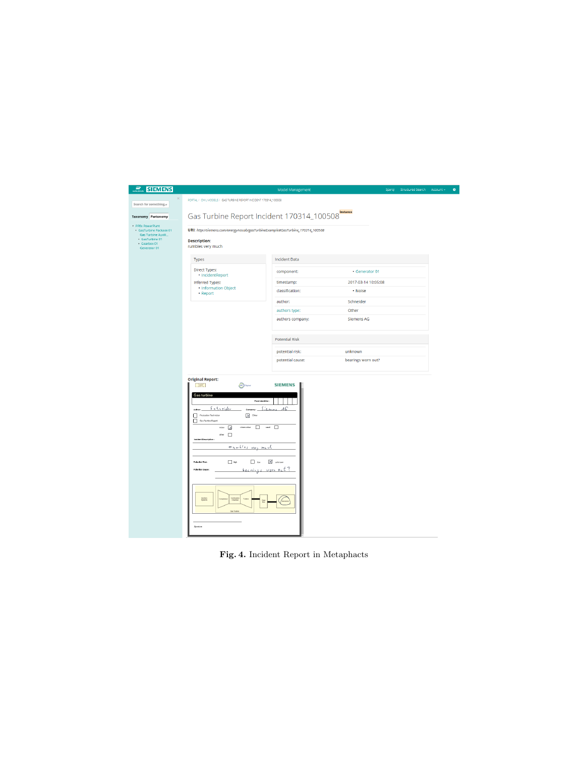Fig. 4. Incident Report in Metaphacts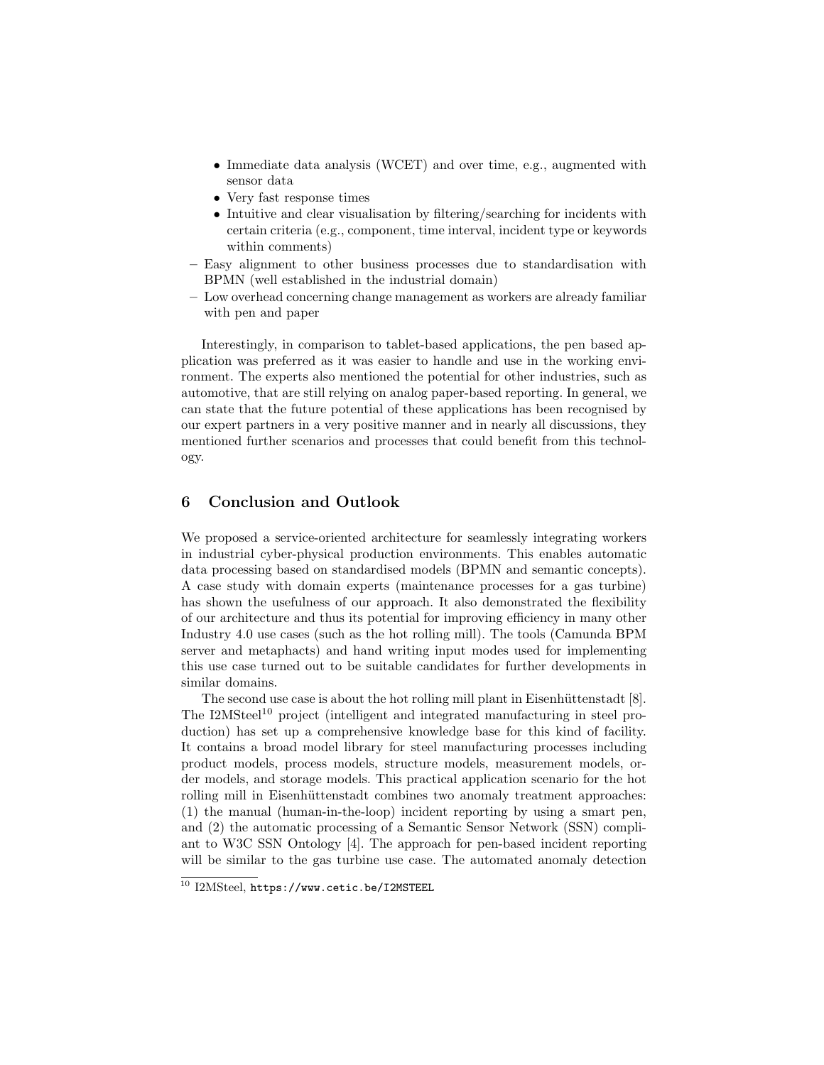- Immediate data analysis (WCET) and over time, e.g., augmented with sensor data
    - Very fast response times
    - Intuitive and clear visualisation by filtering/searching for incidents with certain criteria (e.g., component, time interval, incident type or keywords within comments)
- Easy alignment to other business processes due to standardisation with BPMN (well established in the industrial domain)
- Low overhead concerning change management as workers are already familiar with pen and paper

Interestingly, in comparison to tablet-based applications, the pen based application was preferred as it was easier to handle and use in the working environment. The experts also mentioned the potential for other industries, such as automotive, that are still relying on analog paper-based reporting. In general, we can state that the future potential of these applications has been recognised by our expert partners in a very positive manner and in nearly all discussions, they mentioned further scenarios and processes that could benefit from this technology.

## 6 Conclusion and Outlook

We proposed a service-oriented architecture for seamlessly integrating workers in industrial cyber-physical production environments. This enables automatic data processing based on standardised models (BPMN and semantic concepts). A case study with domain experts (maintenance processes for a gas turbine) has shown the usefulness of our approach. It also demonstrated the flexibility of our architecture and thus its potential for improving efficiency in many other Industry 4.0 use cases (such as the hot rolling mill). The tools (Camunda BPM server and metaphacts) and hand writing input modes used for implementing this use case turned out to be suitable candidates for further developments in similar domains.

The second use case is about the hot rolling mill plant in Eisenhüttenstadt [8]. The I2MSteel[10] project (intelligent and integrated manufacturing in steel production) has set up a comprehensive knowledge base for this kind of facility. It contains a broad model library for steel manufacturing processes including product models, process models, structure models, measurement models, order models, and storage models. This practical application scenario for the hot rolling mill in Eisenhüttenstadt combines two anomaly treatment approaches: (1) the manual (human-in-the-loop) incident reporting by using a smart pen, and (2) the automatic processing of a Semantic Sensor Network (SSN) compliant to W3C SSN Ontology [4]. The approach for pen-based incident reporting will be similar to the gas turbine use case. The automated anomaly detection

[10] I2MSteel, https://www.cetic.be/I2MSTEEL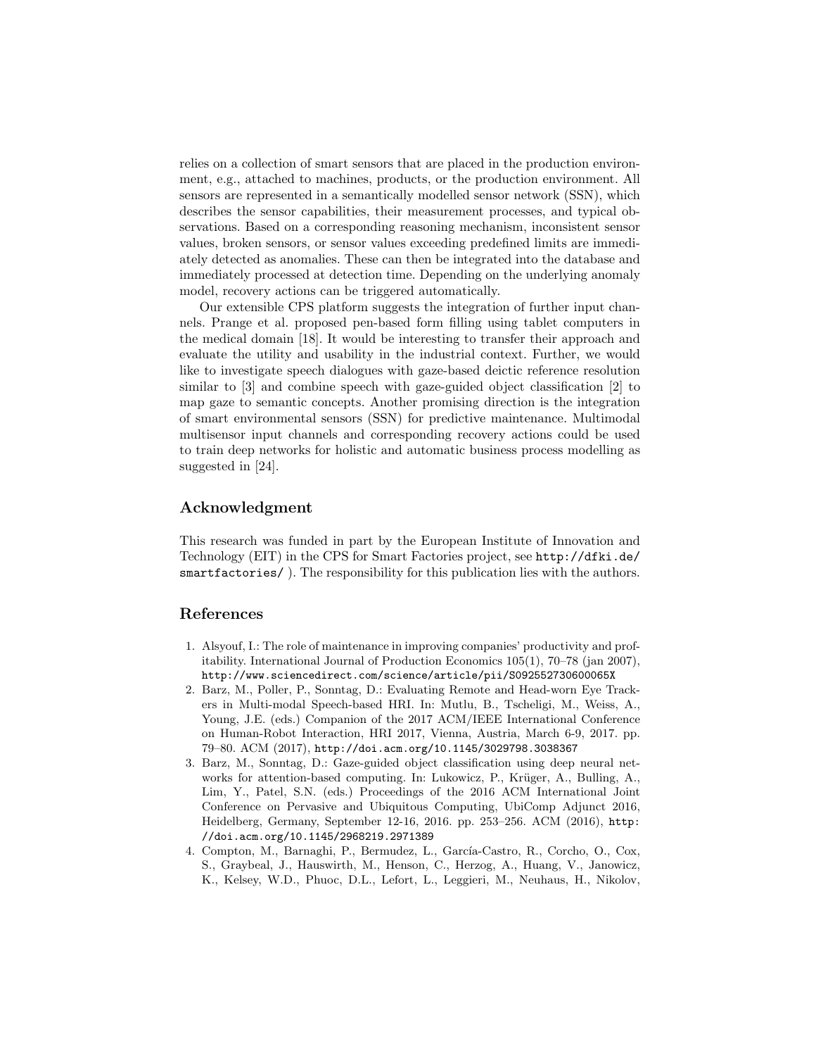relies on a collection of smart sensors that are placed in the production environment, e.g., attached to machines, products, or the production environment. All sensors are represented in a semantically modelled sensor network (SSN), which describes the sensor capabilities, their measurement processes, and typical observations. Based on a corresponding reasoning mechanism, inconsistent sensor values, broken sensors, or sensor values exceeding predefined limits are immediately detected as anomalies. These can then be integrated into the database and immediately processed at detection time. Depending on the underlying anomaly model, recovery actions can be triggered automatically.

Our extensible CPS platform suggests the integration of further input channels. Prange et al. proposed pen-based form filling using tablet computers in the medical domain [18]. It would be interesting to transfer their approach and evaluate the utility and usability in the industrial context. Further, we would like to investigate speech dialogues with gaze-based deictic reference resolution similar to [3] and combine speech with gaze-guided object classification [2] to map gaze to semantic concepts. Another promising direction is the integration of smart environmental sensors (SSN) for predictive maintenance. Multimodal multisensor input channels and corresponding recovery actions could be used to train deep networks for holistic and automatic business process modelling as suggested in [24].

## Acknowledgment

This research was funded in part by the European Institute of Innovation and Technology (EIT) in the CPS for Smart Factories project, see `http://dfki.de/smartfactories/` ). The responsibility for this publication lies with the authors.

## References

1. Alsyouf, I.: The role of maintenance in improving companies' productivity and profitability. International Journal of Production Economics 105(1), 70–78 (jan 2007), `http://www.sciencedirect.com/science/article/pii/S092552730600065X`
2. Barz, M., Poller, P., Sonntag, D.: Evaluating Remote and Head-worn Eye Trackers in Multi-modal Speech-based HRI. In: Mutlu, B., Tscheligi, M., Weiss, A., Young, J.E. (eds.) Companion of the 2017 ACM/IEEE International Conference on Human-Robot Interaction, HRI 2017, Vienna, Austria, March 6-9, 2017. pp. 79–80. ACM (2017), `http://doi.acm.org/10.1145/3029798.3038367`
3. Barz, M., Sonntag, D.: Gaze-guided object classification using deep neural networks for attention-based computing. In: Lukowicz, P., Krüger, A., Bulling, A., Lim, Y., Patel, S.N. (eds.) Proceedings of the 2016 ACM International Joint Conference on Pervasive and Ubiquitous Computing, UbiComp Adjunct 2016, Heidelberg, Germany, September 12-16, 2016. pp. 253–256. ACM (2016), `http://doi.acm.org/10.1145/2968219.2971389`
4. Compton, M., Barnaghi, P., Bermudez, L., García-Castro, R., Corcho, O., Cox, S., Graybeal, J., Hauswirth, M., Henson, C., Herzog, A., Huang, V., Janowicz, K., Kelsey, W.D., Phuoc, D.L., Lefort, L., Leggieri, M., Neuhaus, H., Nikolov,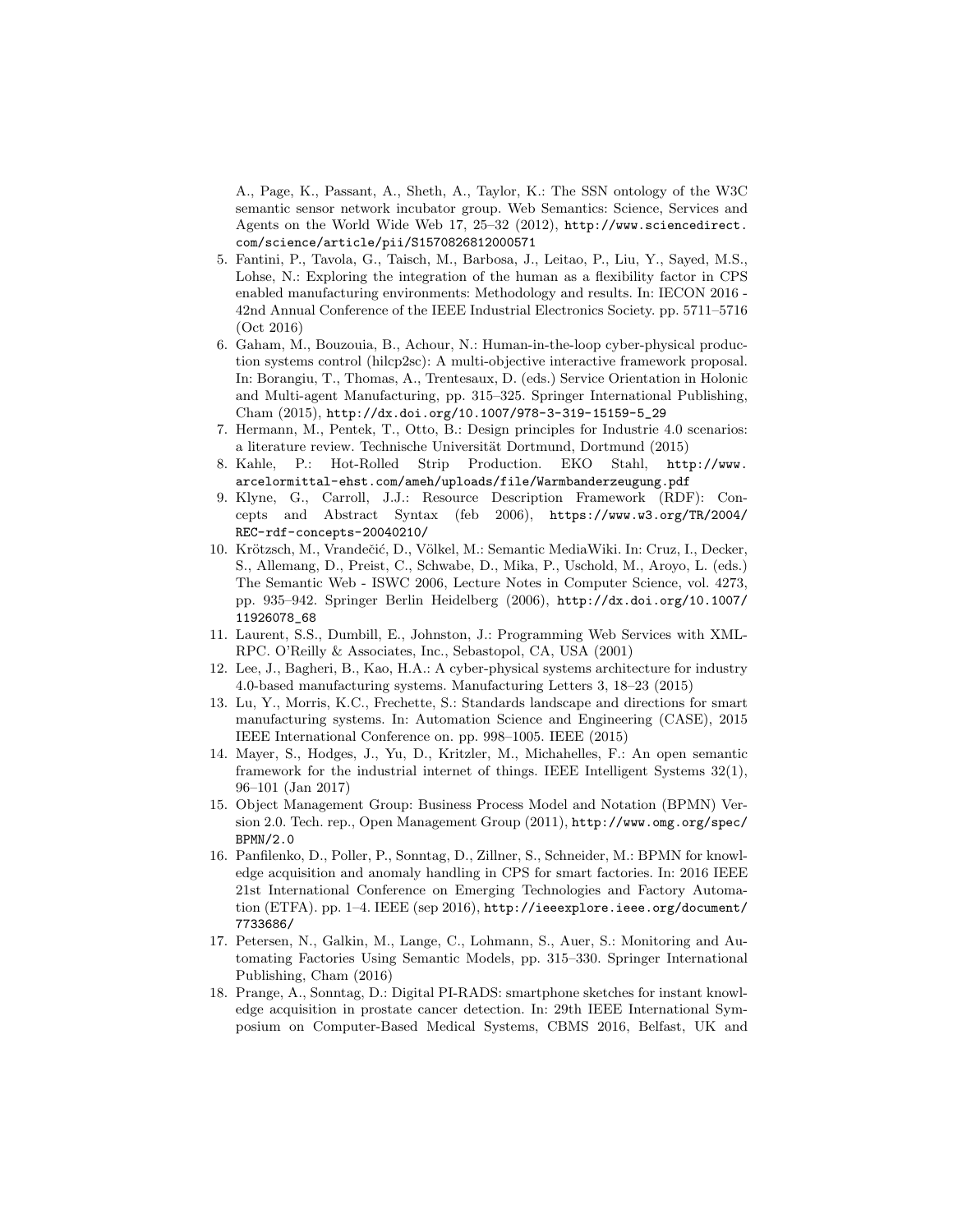A., Page, K., Passant, A., Sheth, A., Taylor, K.: The SSN ontology of the W3C semantic sensor network incubator group. Web Semantics: Science, Services and Agents on the World Wide Web 17, 25–32 (2012), http://www.sciencedirect.com/science/article/pii/S1570826812000571

5. Fantini, P., Tavola, G., Taisch, M., Barbosa, J., Leitao, P., Liu, Y., Sayed, M.S., Lohse, N.: Exploring the integration of the human as a flexibility factor in CPS enabled manufacturing environments: Methodology and results. In: IECON 2016 - 42nd Annual Conference of the IEEE Industrial Electronics Society. pp. 5711–5716 (Oct 2016)
6. Gaham, M., Bouzouia, B., Achour, N.: Human-in-the-loop cyber-physical production systems control (hilcp2sc): A multi-objective interactive framework proposal. In: Borangiu, T., Thomas, A., Trentesaux, D. (eds.) Service Orientation in Holonic and Multi-agent Manufacturing, pp. 315–325. Springer International Publishing, Cham (2015), http://dx.doi.org/10.1007/978-3-319-15159-5_29
7. Hermann, M., Pentek, T., Otto, B.: Design principles for Industrie 4.0 scenarios: a literature review. Technische Universität Dortmund, Dortmund (2015)
8. Kahle, P.: Hot-Rolled Strip Production. EKO Stahl, http://www.arcelormittal-ehst.com/ameh/uploads/file/Warmbanderzeugung.pdf
9. Klyne, G., Carroll, J.J.: Resource Description Framework (RDF): Concepts and Abstract Syntax (feb 2006), https://www.w3.org/TR/2004/REC-rdf-concepts-20040210/
10. Krötzsch, M., Vrandečić, D., Völkel, M.: Semantic MediaWiki. In: Cruz, I., Decker, S., Allemang, D., Preist, C., Schwabe, D., Mika, P., Uschold, M., Aroyo, L. (eds.) The Semantic Web - ISWC 2006, Lecture Notes in Computer Science, vol. 4273, pp. 935–942. Springer Berlin Heidelberg (2006), http://dx.doi.org/10.1007/11926078_68
11. Laurent, S.S., Dumbill, E., Johnston, J.: Programming Web Services with XML-RPC. O'Reilly & Associates, Inc., Sebastopol, CA, USA (2001)
12. Lee, J., Bagheri, B., Kao, H.A.: A cyber-physical systems architecture for industry 4.0-based manufacturing systems. Manufacturing Letters 3, 18–23 (2015)
13. Lu, Y., Morris, K.C., Frechette, S.: Standards landscape and directions for smart manufacturing systems. In: Automation Science and Engineering (CASE), 2015 IEEE International Conference on. pp. 998–1005. IEEE (2015)
14. Mayer, S., Hodges, J., Yu, D., Kritzler, M., Michahelles, F.: An open semantic framework for the industrial internet of things. IEEE Intelligent Systems 32(1), 96–101 (Jan 2017)
15. Object Management Group: Business Process Model and Notation (BPMN) Version 2.0. Tech. rep., Open Management Group (2011), http://www.omg.org/spec/BPMN/2.0
16. Panfilenko, D., Poller, P., Sonntag, D., Zillner, S., Schneider, M.: BPMN for knowledge acquisition and anomaly handling in CPS for smart factories. In: 2016 IEEE 21st International Conference on Emerging Technologies and Factory Automation (ETFA). pp. 1–4. IEEE (sep 2016), http://ieeexplore.ieee.org/document/7733686/
17. Petersen, N., Galkin, M., Lange, C., Lohmann, S., Auer, S.: Monitoring and Automating Factories Using Semantic Models, pp. 315–330. Springer International Publishing, Cham (2016)
18. Prange, A., Sonntag, D.: Digital PI-RADS: smartphone sketches for instant knowledge acquisition in prostate cancer detection. In: 29th IEEE International Symposium on Computer-Based Medical Systems, CBMS 2016, Belfast, UK and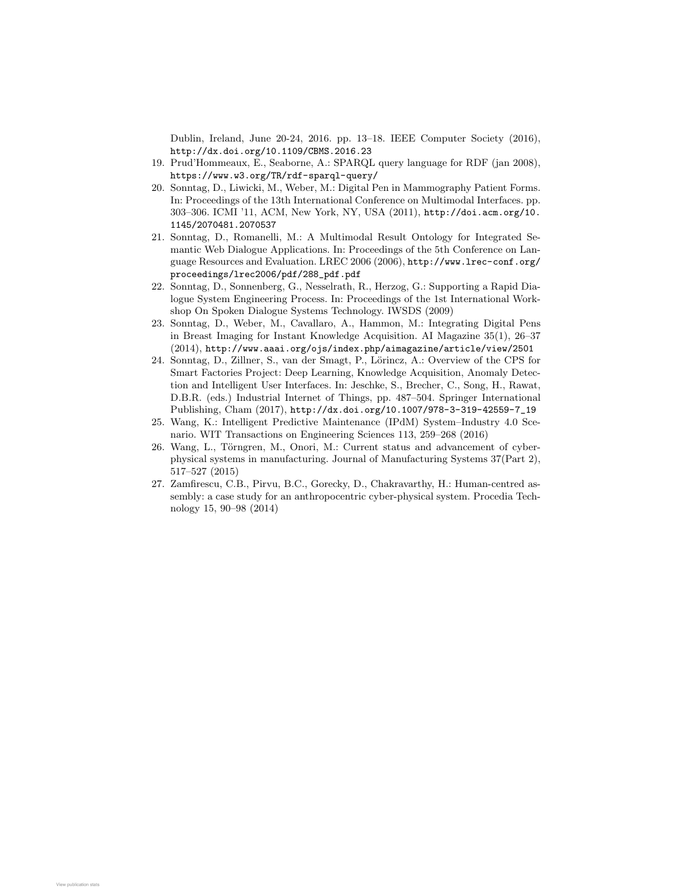Dublin, Ireland, June 20-24, 2016. pp. 13–18. IEEE Computer Society (2016), http://dx.doi.org/10.1109/CBMS.2016.23

19. Prud'Hommeaux, E., Seaborne, A.: SPARQL query language for RDF (jan 2008), https://www.w3.org/TR/rdf-sparql-query/
20. Sonntag, D., Liwicki, M., Weber, M.: Digital Pen in Mammography Patient Forms. In: Proceedings of the 13th International Conference on Multimodal Interfaces. pp. 303–306. ICMI '11, ACM, New York, NY, USA (2011), http://doi.acm.org/10.1145/2070481.2070537
21. Sonntag, D., Romanelli, M.: A Multimodal Result Ontology for Integrated Semantic Web Dialogue Applications. In: Proceedings of the 5th Conference on Language Resources and Evaluation. LREC 2006 (2006), http://www.lrec-conf.org/proceedings/lrec2006/pdf/288_pdf.pdf
22. Sonntag, D., Sonnenberg, G., Nesselrath, R., Herzog, G.: Supporting a Rapid Dialogue System Engineering Process. In: Proceedings of the 1st International Workshop On Spoken Dialogue Systems Technology. IWSDS (2009)
23. Sonntag, D., Weber, M., Cavallaro, A., Hammon, M.: Integrating Digital Pens in Breast Imaging for Instant Knowledge Acquisition. AI Magazine 35(1), 26–37 (2014), http://www.aaai.org/ojs/index.php/aimagazine/article/view/2501
24. Sonntag, D., Zillner, S., van der Smagt, P., Lörincz, A.: Overview of the CPS for Smart Factories Project: Deep Learning, Knowledge Acquisition, Anomaly Detection and Intelligent User Interfaces. In: Jeschke, S., Brecher, C., Song, H., Rawat, D.B.R. (eds.) Industrial Internet of Things, pp. 487–504. Springer International Publishing, Cham (2017), http://dx.doi.org/10.1007/978-3-319-42559-7_19
25. Wang, K.: Intelligent Predictive Maintenance (IPdM) System–Industry 4.0 Scenario. WIT Transactions on Engineering Sciences 113, 259–268 (2016)
26. Wang, L., Törngren, M., Onori, M.: Current status and advancement of cyber-physical systems in manufacturing. Journal of Manufacturing Systems 37(Part 2), 517–527 (2015)
27. Zamfirescu, C.B., Pirvu, B.C., Gorecky, D., Chakravarthy, H.: Human-centred assembly: a case study for an anthropocentric cyber-physical system. Procedia Technology 15, 90–98 (2014)